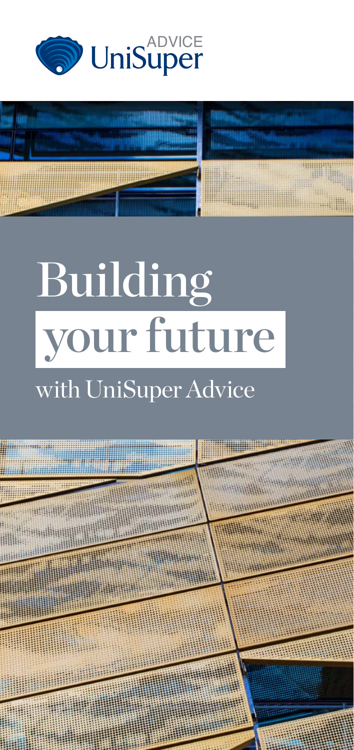UniSuper ADVICE

# Building your future

with UniSuper Advice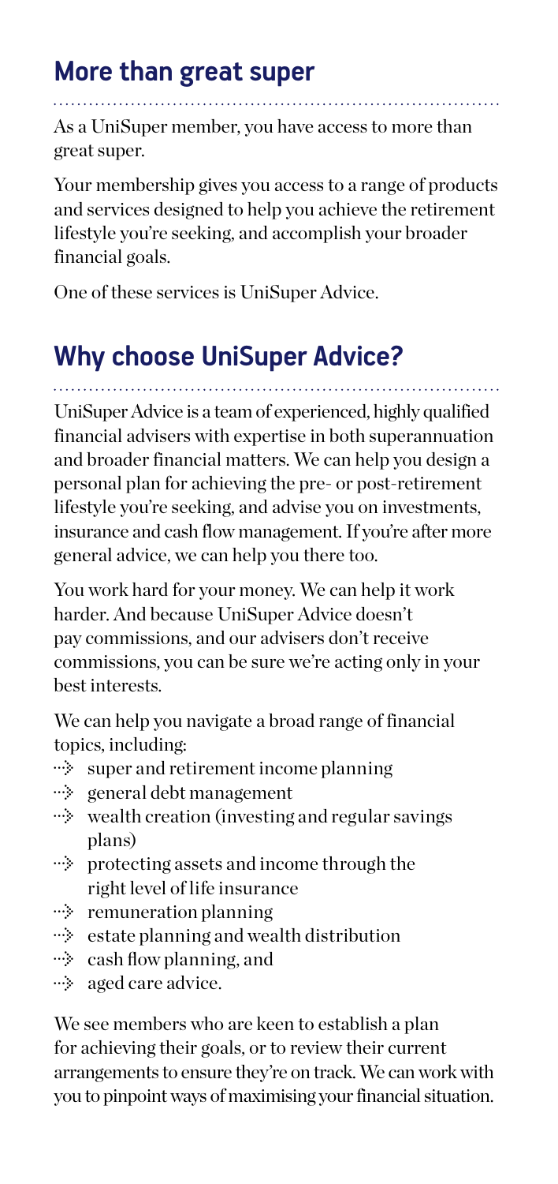## More than great super

As a UniSuper member, you have access to more than great super.

Your membership gives you access to a range of products and services designed to help you achieve the retirement lifestyle you're seeking, and accomplish your broader financial goals.

One of these services is UniSuper Advice.

## Why choose UniSuper Advice?

UniSuper Advice is a team of experienced, highly qualified financial advisers with expertise in both superannuation and broader financial matters. We can help you design a personal plan for achieving the pre- or post-retirement lifestyle you're seeking, and advise you on investments, insurance and cash flow management. If you're after more general advice, we can help you there too.

You work hard for your money. We can help it work harder. And because UniSuper Advice doesn't pay commissions, and our advisers don't receive commissions, you can be sure we're acting only in your best interests.

We can help you navigate a broad range of financial topics, including:

- super and retirement income planning
- general debt management
- wealth creation (investing and regular savings plans)
- protecting assets and income through the right level of life insurance
- remuneration planning
- estate planning and wealth distribution
- cash flow planning, and
- aged care advice.

We see members who are keen to establish a plan for achieving their goals, or to review their current arrangements to ensure they're on track. We can work with you to pinpoint ways of maximising your financial situation.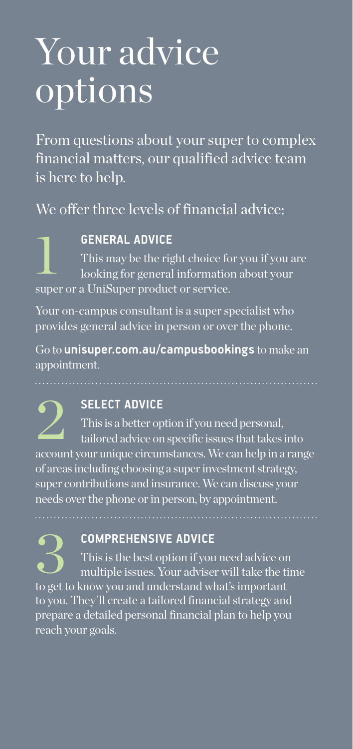# Your advice options

From questions about your super to complex financial matters, our qualified advice team is here to help.

We offer three levels of financial advice:

## 1 GENERAL ADVICE

This may be the right choice for you if you are looking for general information about your super or a UniSuper product or service.

Your on-campus consultant is a super specialist who provides general advice in person or over the phone.

Go to **unisuper.com.au/campusbookings** to make an appointment.

## 2 SELECT ADVICE

This is a better option if you need personal, tailored advice on specific issues that takes into account your unique circumstances. We can help in a range of areas including choosing a super investment strategy, super contributions and insurance. We can discuss your needs over the phone or in person, by appointment.

## 3 COMPREHENSIVE ADVICE

This is the best option if you need advice on multiple issues. Your adviser will take the time to get to know you and understand what's important to you. They'll create a tailored financial strategy and prepare a detailed personal financial plan to help you reach your goals.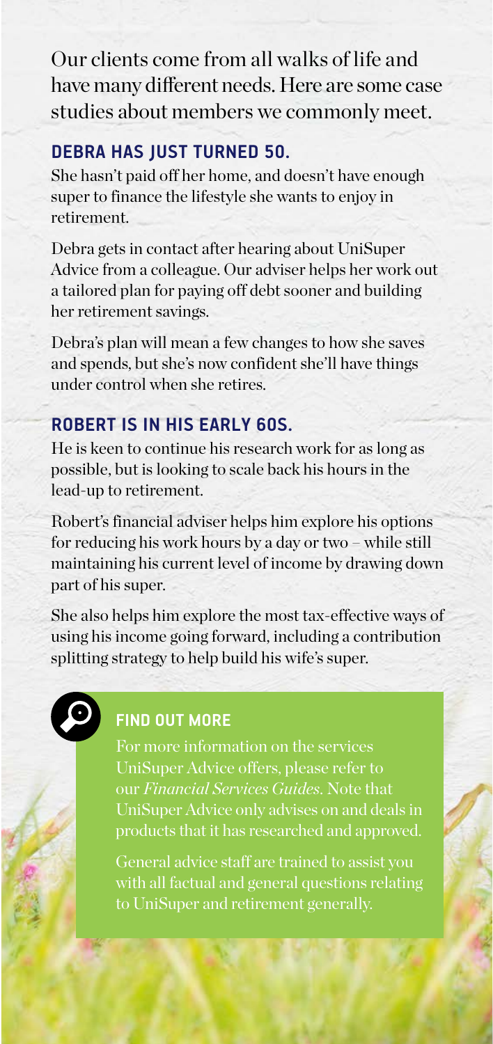Our clients come from all walks of life and have many different needs. Here are some case studies about members we commonly meet.

## DEBRA HAS JUST TURNED 50.

She hasn't paid off her home, and doesn't have enough super to finance the lifestyle she wants to enjoy in retirement.

Debra gets in contact after hearing about UniSuper Advice from a colleague. Our adviser helps her work out a tailored plan for paying off debt sooner and building her retirement savings.

Debra's plan will mean a few changes to how she saves and spends, but she's now confident she'll have things under control when she retires.

## ROBERT IS IN HIS EARLY 60S.

He is keen to continue his research work for as long as possible, but is looking to scale back his hours in the lead-up to retirement.

Robert's financial adviser helps him explore his options for reducing his work hours by a day or two – while still maintaining his current level of income by drawing down part of his super.

She also helps him explore the most tax-effective ways of using his income going forward, including a contribution splitting strategy to help build his wife's super.

### FIND OUT MORE

For more information on the services UniSuper Advice offers, please refer to our *Financial Services Guides*. Note that UniSuper Advice only advises on and deals in products that it has researched and approved.

General advice staff are trained to assist you with all factual and general questions relating to UniSuper and retirement generally.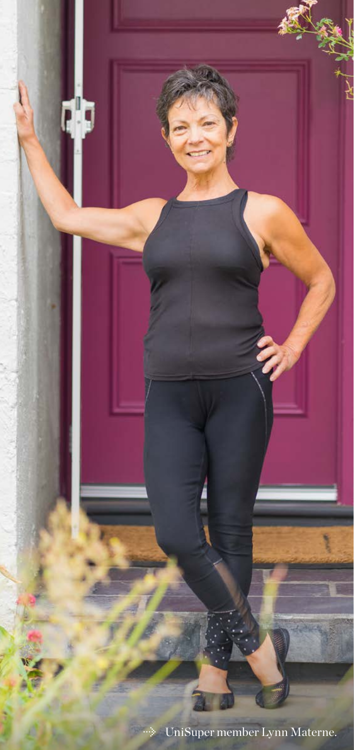UniSuper member Lynn Materne.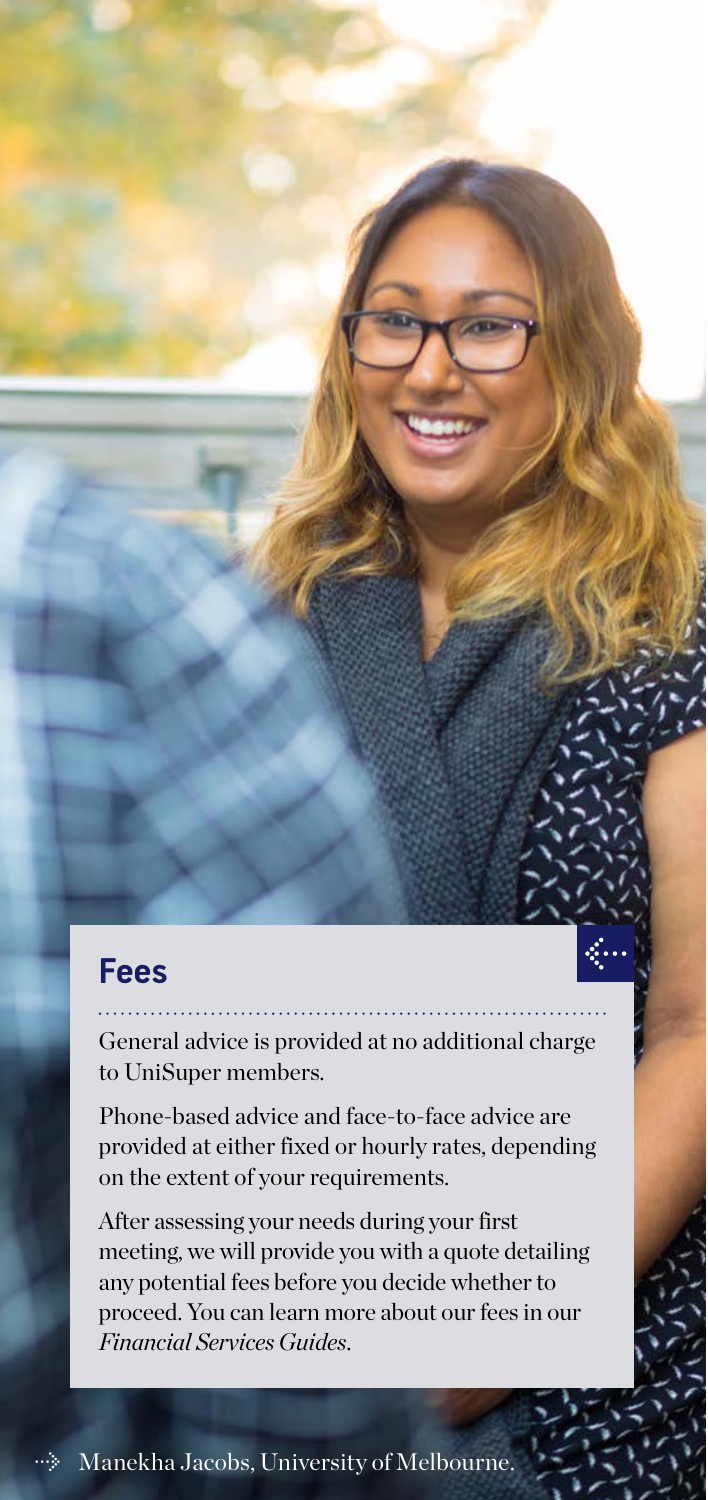## Fees

General advice is provided at no additional charge to UniSuper members.

Phone-based advice and face-to-face advice are provided at either fixed or hourly rates, depending on the extent of your requirements.

After assessing your needs during your first meeting, we will provide you with a quote detailing any potential fees before you decide whether to proceed. You can learn more about our fees in our *Financial Services Guides*.

Manekha Jacobs, University of Melbourne.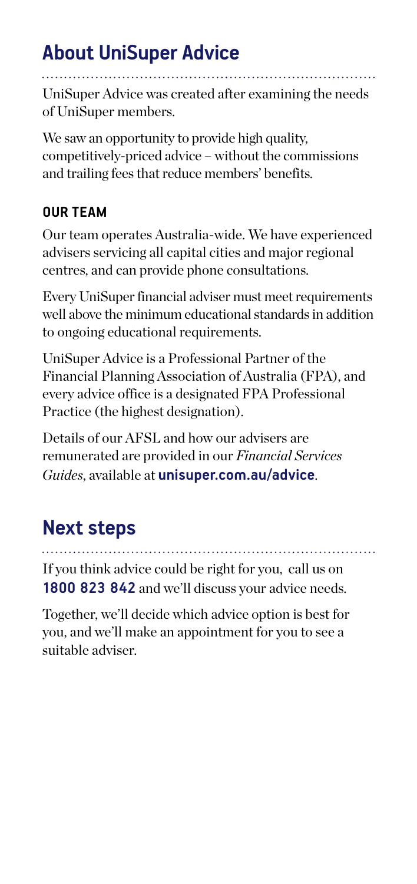## About UniSuper Advice

UniSuper Advice was created after examining the needs of UniSuper members.

We saw an opportunity to provide high quality, competitively-priced advice – without the commissions and trailing fees that reduce members' benefits.

### OUR TEAM

Our team operates Australia-wide. We have experienced advisers servicing all capital cities and major regional centres, and can provide phone consultations.

Every UniSuper financial adviser must meet requirements well above the minimum educational standards in addition to ongoing educational requirements.

UniSuper Advice is a Professional Partner of the Financial Planning Association of Australia (FPA), and every advice office is a designated FPA Professional Practice (the highest designation).

Details of our AFSL and how our advisers are remunerated are provided in our *Financial Services Guides*, available at **unisuper.com.au/advice**.

## Next steps

If you think advice could be right for you, call us on **1800 823 842** and we'll discuss your advice needs.

Together, we'll decide which advice option is best for you, and we'll make an appointment for you to see a suitable adviser.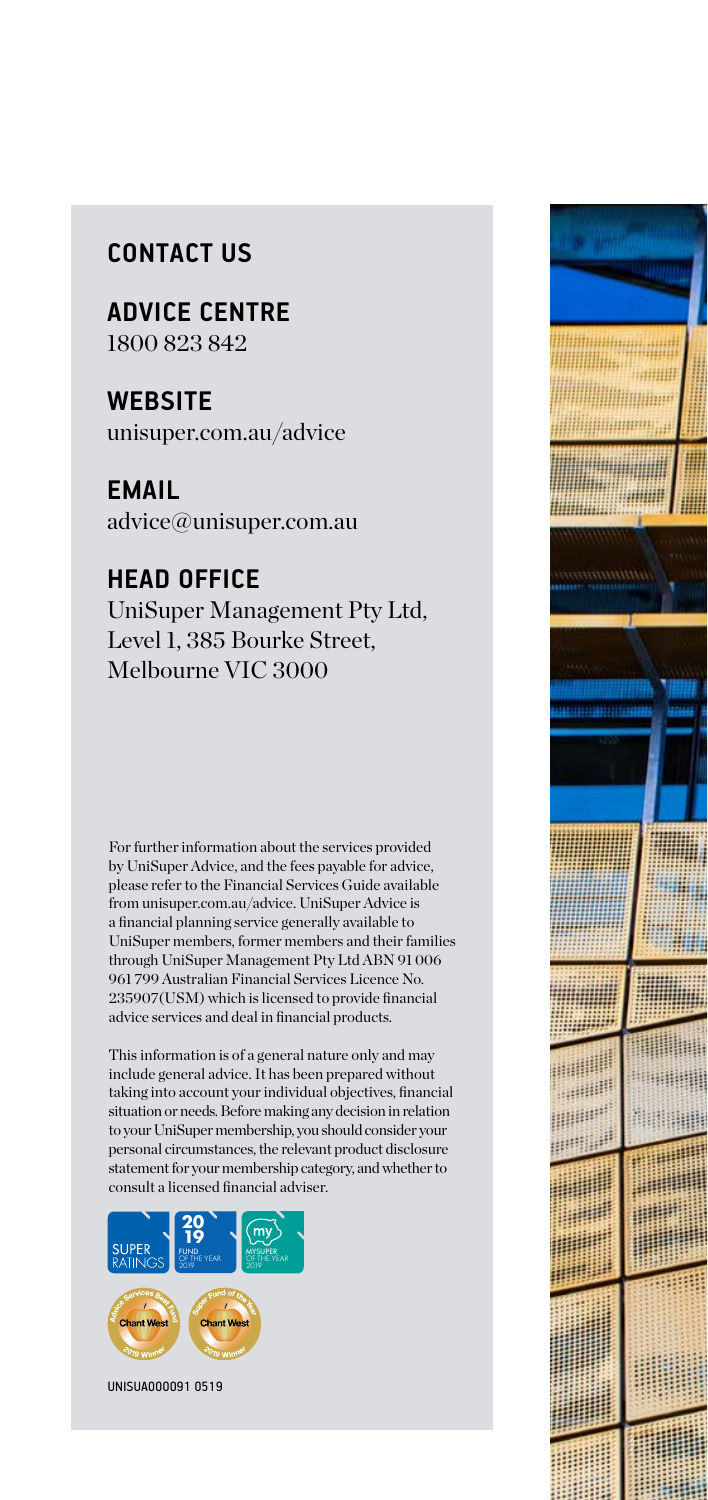## CONTACT US

### ADVICE CENTRE
1800 823 842

### WEBSITE
unisuper.com.au/advice

### EMAIL
advice@unisuper.com.au

### HEAD OFFICE
UniSuper Management Pty Ltd,
Level 1, 385 Bourke Street,
Melbourne VIC 3000

For further information about the services provided by UniSuper Advice, and the fees payable for advice, please refer to the Financial Services Guide available from unisuper.com.au/advice. UniSuper Advice is a financial planning service generally available to UniSuper members, former members and their families through UniSuper Management Pty Ltd ABN 91 006 961 799 Australian Financial Services Licence No. 235907(USM) which is licensed to provide financial advice services and deal in financial products.

This information is of a general nature only and may include general advice. It has been prepared without taking into account your individual objectives, financial situation or needs. Before making any decision in relation to your UniSuper membership, you should consider your personal circumstances, the relevant product disclosure statement for your membership category, and whether to consult a licensed financial adviser.

SUPER RATINGS

2019 FUND OF THE YEAR 2019

MYSUPER OF THE YEAR 2019

Chant West Advice Services Best Fund 2019 Winner

Chant West Super Fund of the Year 2019 Winner

UNISUA000091 0519